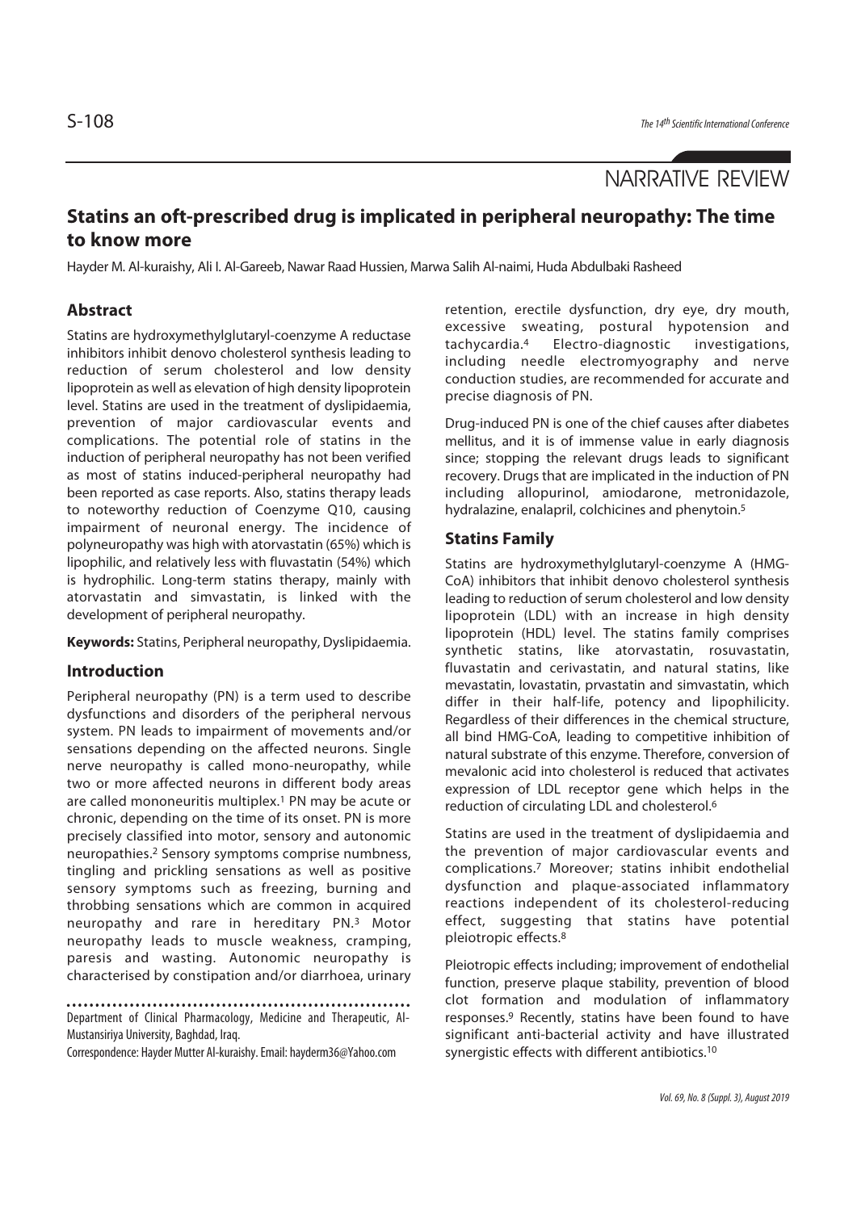NARRATIVE REVIEW

# Statins an oft-prescribed drug is implicated in peripheral neuropathy: The time to know more

Hayder M. Al-kuraishy, Ali I. Al-Gareeb, Nawar Raad Hussien, Marwa Salih Al-naimi, Huda Abdulbaki Rasheed

## Abstract

Statins are hydroxymethylglutaryl-coenzyme A reductase inhibitors inhibit denovo cholesterol synthesis leading to reduction of serum cholesterol and low density lipoprotein as well as elevation of high density lipoprotein level. Statins are used in the treatment of dyslipidaemia, prevention of major cardiovascular events and complications. The potential role of statins in the induction of peripheral neuropathy has not been verified as most of statins induced-peripheral neuropathy had been reported as case reports. Also, statins therapy leads to noteworthy reduction of Coenzyme Q10, causing impairment of neuronal energy. The incidence of polyneuropathy was high with atorvastatin (65%) which is lipophilic, and relatively less with fluvastatin (54%) which is hydrophilic. Long-term statins therapy, mainly with atorvastatin and simvastatin, is linked with the development of peripheral neuropathy.

**Keywords:** Statins, Peripheral neuropathy, Dyslipidaemia.

## Introduction

Peripheral neuropathy (PN) is a term used to describe dysfunctions and disorders of the peripheral nervous system. PN leads to impairment of movements and/or sensations depending on the affected neurons. Single nerve neuropathy is called mono-neuropathy, while two or more affected neurons in different body areas are called mononeuritis multiplex.[1] PN may be acute or chronic, depending on the time of its onset. PN is more precisely classified into motor, sensory and autonomic neuropathies.[2] Sensory symptoms comprise numbness, tingling and prickling sensations as well as positive sensory symptoms such as freezing, burning and throbbing sensations which are common in acquired neuropathy and rare in hereditary PN.[3] Motor neuropathy leads to muscle weakness, cramping, paresis and wasting. Autonomic neuropathy is characterised by constipation and/or diarrhoea, urinary retention, erectile dysfunction, dry eye, dry mouth, excessive sweating, postural hypotension and tachycardia.[4] Electro-diagnostic investigations, including needle electromyography and nerve conduction studies, are recommended for accurate and precise diagnosis of PN.

Drug-induced PN is one of the chief causes after diabetes mellitus, and it is of immense value in early diagnosis since; stopping the relevant drugs leads to significant recovery. Drugs that are implicated in the induction of PN including allopurinol, amiodarone, metronidazole, hydralazine, enalapril, colchicines and phenytoin.[5]

## Statins Family

Statins are hydroxymethylglutaryl-coenzyme A (HMG-CoA) inhibitors that inhibit denovo cholesterol synthesis leading to reduction of serum cholesterol and low density lipoprotein (LDL) with an increase in high density lipoprotein (HDL) level. The statins family comprises synthetic statins, like atorvastatin, rosuvastatin, fluvastatin and cerivastatin, and natural statins, like mevastatin, lovastatin, prvastatin and simvastatin, which differ in their half-life, potency and lipophilicity. Regardless of their differences in the chemical structure, all bind HMG-CoA, leading to competitive inhibition of natural substrate of this enzyme. Therefore, conversion of mevalonic acid into cholesterol is reduced that activates expression of LDL receptor gene which helps in the reduction of circulating LDL and cholesterol.[6]

Statins are used in the treatment of dyslipidaemia and the prevention of major cardiovascular events and complications.[7] Moreover; statins inhibit endothelial dysfunction and plaque-associated inflammatory reactions independent of its cholesterol-reducing effect, suggesting that statins have potential pleiotropic effects.[8]

Pleiotropic effects including; improvement of endothelial function, preserve plaque stability, prevention of blood clot formation and modulation of inflammatory responses.[9] Recently, statins have been found to have significant anti-bacterial activity and have illustrated synergistic effects with different antibiotics.[10]

Department of Clinical Pharmacology, Medicine and Therapeutic, Al-Mustansiriya University, Baghdad, Iraq.

Correspondence: Hayder Mutter Al-kuraishy. Email: hayderm36@Yahoo.com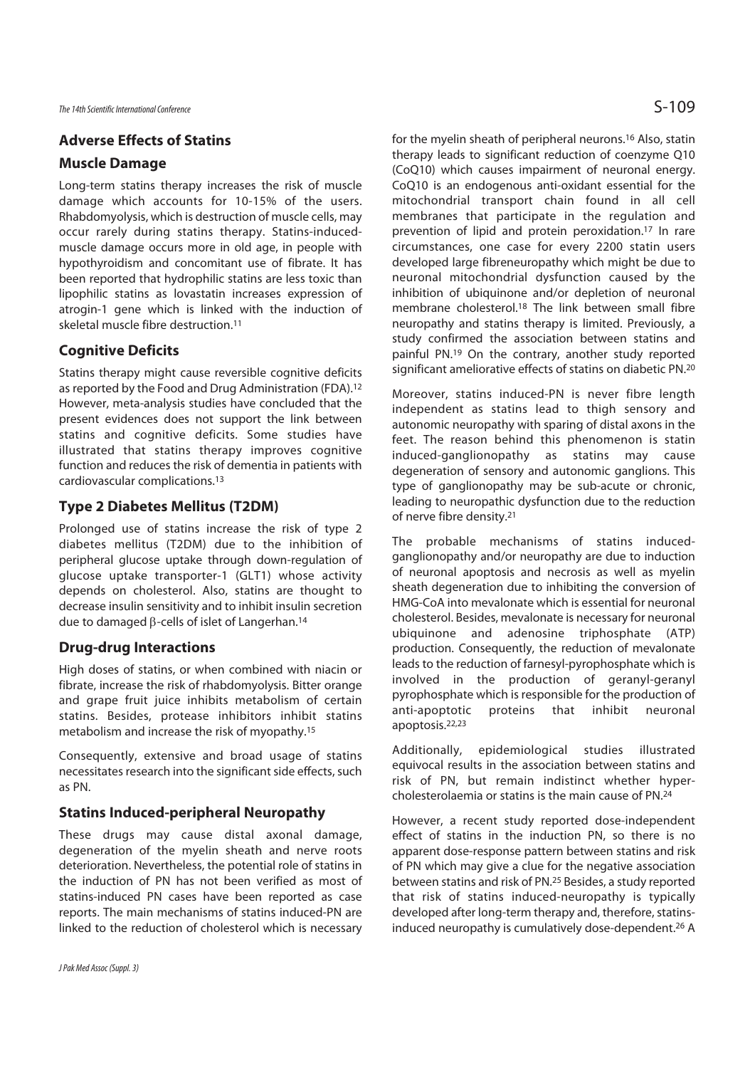## Adverse Effects of Statins

### Muscle Damage

Long-term statins therapy increases the risk of muscle damage which accounts for 10-15% of the users. Rhabdomyolysis, which is destruction of muscle cells, may occur rarely during statins therapy. Statins-induced-muscle damage occurs more in old age, in people with hypothyroidism and concomitant use of fibrate. It has been reported that hydrophilic statins are less toxic than lipophilic statins as lovastatin increases expression of atrogin-1 gene which is linked with the induction of skeletal muscle fibre destruction.[11]

### Cognitive Deficits

Statins therapy might cause reversible cognitive deficits as reported by the Food and Drug Administration (FDA).[12] However, meta-analysis studies have concluded that the present evidences does not support the link between statins and cognitive deficits. Some studies have illustrated that statins therapy improves cognitive function and reduces the risk of dementia in patients with cardiovascular complications.[13]

### Type 2 Diabetes Mellitus (T2DM)

Prolonged use of statins increase the risk of type 2 diabetes mellitus (T2DM) due to the inhibition of peripheral glucose uptake through down-regulation of glucose uptake transporter-1 (GLT1) whose activity depends on cholesterol. Also, statins are thought to decrease insulin sensitivity and to inhibit insulin secretion due to damaged $\beta$-cells of islet of Langerhan.[14]

### Drug-drug Interactions

High doses of statins, or when combined with niacin or fibrate, increase the risk of rhabdomyolysis. Bitter orange and grape fruit juice inhibits metabolism of certain statins. Besides, protease inhibitors inhibit statins metabolism and increase the risk of myopathy.[15]

Consequently, extensive and broad usage of statins necessitates research into the significant side effects, such as PN.

### Statins Induced-peripheral Neuropathy

These drugs may cause distal axonal damage, degeneration of the myelin sheath and nerve roots deterioration. Nevertheless, the potential role of statins in the induction of PN has not been verified as most of statins-induced PN cases have been reported as case reports. The main mechanisms of statins induced-PN are linked to the reduction of cholesterol which is necessary for the myelin sheath of peripheral neurons.[16] Also, statin therapy leads to significant reduction of coenzyme Q10 (CoQ10) which causes impairment of neuronal energy. CoQ10 is an endogenous anti-oxidant essential for the mitochondrial transport chain found in all cell membranes that participate in the regulation and prevention of lipid and protein peroxidation.[17] In rare circumstances, one case for every 2200 statin users developed large fibreneuropathy which might be due to neuronal mitochondrial dysfunction caused by the inhibition of ubiquinone and/or depletion of neuronal membrane cholesterol.[18] The link between small fibre neuropathy and statins therapy is limited. Previously, a study confirmed the association between statins and painful PN.[19] On the contrary, another study reported significant ameliorative effects of statins on diabetic PN.[20]

Moreover, statins induced-PN is never fibre length independent as statins lead to thigh sensory and autonomic neuropathy with sparing of distal axons in the feet. The reason behind this phenomenon is statin induced-ganglionopathy as statins may cause degeneration of sensory and autonomic ganglions. This type of ganglionopathy may be sub-acute or chronic, leading to neuropathic dysfunction due to the reduction of nerve fibre density.[21]

The probable mechanisms of statins induced-ganglionopathy and/or neuropathy are due to induction of neuronal apoptosis and necrosis as well as myelin sheath degeneration due to inhibiting the conversion of HMG-CoA into mevalonate which is essential for neuronal cholesterol. Besides, mevalonate is necessary for neuronal ubiquinone and adenosine triphosphate (ATP) production. Consequently, the reduction of mevalonate leads to the reduction of farnesyl-pyrophosphate which is involved in the production of geranyl-geranyl pyrophosphate which is responsible for the production of anti-apoptotic proteins that inhibit neuronal apoptosis.[22,23]

Additionally, epidemiological studies illustrated equivocal results in the association between statins and risk of PN, but remain indistinct whether hyper-cholesterolaemia or statins is the main cause of PN.[24]

However, a recent study reported dose-independent effect of statins in the induction PN, so there is no apparent dose-response pattern between statins and risk of PN which may give a clue for the negative association between statins and risk of PN.[25] Besides, a study reported that risk of statins induced-neuropathy is typically developed after long-term therapy and, therefore, statins-induced neuropathy is cumulatively dose-dependent.[26] A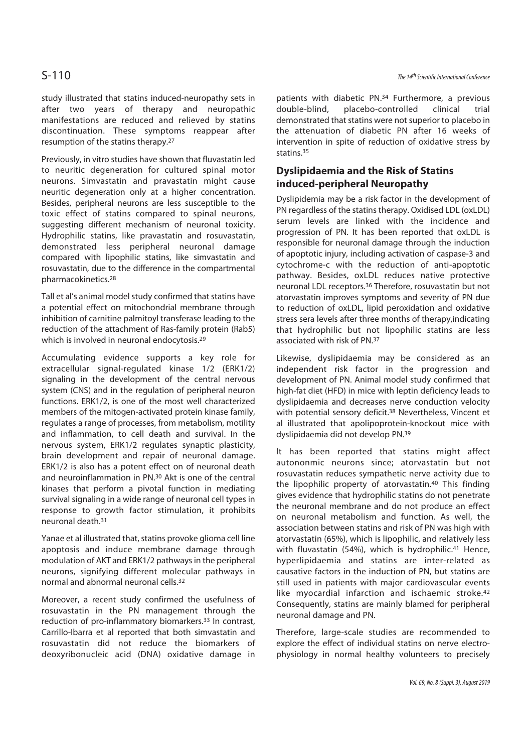study illustrated that statins induced-neuropathy sets in after two years of therapy and neuropathic manifestations are reduced and relieved by statins discontinuation. These symptoms reappear after resumption of the statins therapy.[27]

Previously, in vitro studies have shown that fluvastatin led to neuritic degeneration for cultured spinal motor neurons. Simvastatin and pravastatin might cause neuritic degeneration only at a higher concentration. Besides, peripheral neurons are less susceptible to the toxic effect of statins compared to spinal neurons, suggesting different mechanism of neuronal toxicity. Hydrophilic statins, like pravastatin and rosuvastatin, demonstrated less peripheral neuronal damage compared with lipophilic statins, like simvastatin and rosuvastatin, due to the difference in the compartmental pharmacokinetics.[28]

Tall et al's animal model study confirmed that statins have a potential effect on mitochondrial membrane through inhibition of carnitine palmitoyl transferase leading to the reduction of the attachment of Ras-family protein (Rab5) which is involved in neuronal endocytosis.[29]

Accumulating evidence supports a key role for extracellular signal-regulated kinase 1/2 (ERK1/2) signaling in the development of the central nervous system (CNS) and in the regulation of peripheral neuron functions. ERK1/2, is one of the most well characterized members of the mitogen-activated protein kinase family, regulates a range of processes, from metabolism, motility and inflammation, to cell death and survival. In the nervous system, ERK1/2 regulates synaptic plasticity, brain development and repair of neuronal damage. ERK1/2 is also has a potent effect on of neuronal death and neuroinflammation in PN.[30] Akt is one of the central kinases that perform a pivotal function in mediating survival signaling in a wide range of neuronal cell types in response to growth factor stimulation, it prohibits neuronal death.[31]

Yanae et al illustrated that, statins provoke glioma cell line apoptosis and induce membrane damage through modulation of AKT and ERK1/2 pathways in the peripheral neurons, signifying different molecular pathways in normal and abnormal neuronal cells.[32]

Moreover, a recent study confirmed the usefulness of rosuvastatin in the PN management through the reduction of pro-inflammatory biomarkers.[33] In contrast, Carrillo-Ibarra et al reported that both simvastatin and rosuvastatin did not reduce the biomarkers of deoxyribonucleic acid (DNA) oxidative damage in patients with diabetic PN.[34] Furthermore, a previous double-blind, placebo-controlled clinical trial demonstrated that statins were not superior to placebo in the attenuation of diabetic PN after 16 weeks of intervention in spite of reduction of oxidative stress by statins.[35]

## Dyslipidaemia and the Risk of Statins induced-peripheral Neuropathy

Dyslipidemia may be a risk factor in the development of PN regardless of the statins therapy. Oxidised LDL (oxLDL) serum levels are linked with the incidence and progression of PN. It has been reported that oxLDL is responsible for neuronal damage through the induction of apoptotic injury, including activation of caspase-3 and cytochrome-c with the reduction of anti-apoptotic pathway. Besides, oxLDL reduces native protective neuronal LDL receptors.[36] Therefore, rosuvastatin but not atorvastatin improves symptoms and severity of PN due to reduction of oxLDL, lipid peroxidation and oxidative stress sera levels after three months of therapy,indicating that hydrophilic but not lipophilic statins are less associated with risk of PN.[37]

Likewise, dyslipidaemia may be considered as an independent risk factor in the progression and development of PN. Animal model study confirmed that high-fat diet (HFD) in mice with leptin deficiency leads to dyslipidaemia and decreases nerve conduction velocity with potential sensory deficit.[38] Nevertheless, Vincent et al illustrated that apolipoprotein-knockout mice with dyslipidaemia did not develop PN.[39]

It has been reported that statins might affect autononmic neurons since; atorvastatin but not rosuvastatin reduces sympathetic nerve activity due to the lipophilic property of atorvastatin.[40] This finding gives evidence that hydrophilic statins do not penetrate the neuronal membrane and do not produce an effect on neuronal metabolism and function. As well, the association between statins and risk of PN was high with atorvastatin (65%), which is lipophilic, and relatively less with fluvastatin (54%), which is hydrophilic.[41] Hence, hyperlipidaemia and statins are inter-related as causative factors in the induction of PN, but statins are still used in patients with major cardiovascular events like myocardial infarction and ischaemic stroke.[42] Consequently, statins are mainly blamed for peripheral neuronal damage and PN.

Therefore, large-scale studies are recommended to explore the effect of individual statins on nerve electro-physiology in normal healthy volunteers to precisely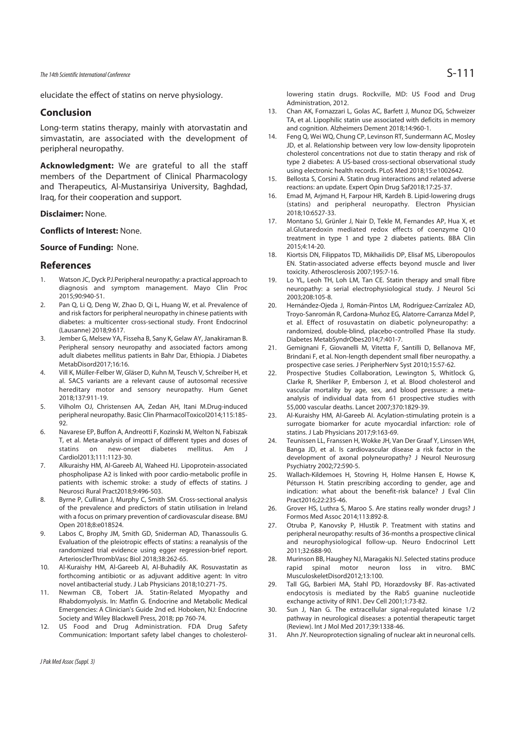elucidate the effect of statins on nerve physiology.

## Conclusion

Long-term statins therapy, mainly with atorvastatin and simvastatin, are associated with the development of peripheral neuropathy.

**Acknowledgment:** We are grateful to all the staff members of the Department of Clinical Pharmacology and Therapeutics, Al-Mustansiriya University, Baghdad, Iraq, for their cooperation and support.

**Disclaimer:** None.

**Conflicts of Interest:** None.

**Source of Funding:** None.

## References

1. Watson JC, Dyck PJ.Peripheral neuropathy: a practical approach to diagnosis and symptom management. Mayo Clin Proc 2015;90:940-51.
2. Pan Q, Li Q, Deng W, Zhao D, Qi L, Huang W, et al. Prevalence of and risk factors for peripheral neuropathy in chinese patients with diabetes: a multicenter cross-sectional study. Front Endocrinol (Lausanne) 2018;9:617.
3. Jember G, Melsew YA, Fisseha B, Sany K, Gelaw AY, Janakiraman B. Peripheral sensory neuropathy and associated factors among adult diabetes mellitus patients in Bahr Dar, Ethiopia. J Diabetes MetabDisord2017;16:16.
4. Vill K, Müller-Felber W, Gläser D, Kuhn M, Teusch V, Schreiber H, et al. SACS variants are a relevant cause of autosomal recessive hereditary motor and sensory neuropathy. Hum Genet 2018;137:911-19.
5. Vilholm OJ, Christensen AA, Zedan AH, Itani M.Drug-induced peripheral neuropathy. Basic Clin PharmacolToxicol2014;115:185-92.
6. Navarese EP, Buffon A, Andreotti F, Kozinski M, Welton N, Fabiszak T, et al. Meta-analysis of impact of different types and doses of statins on new-onset diabetes mellitus. Am J Cardiol2013;111:1123-30.
7. Alkuraishy HM, Al-Gareeb AI, Waheed HJ. Lipoprotein-associated phospholipase A2 is linked with poor cardio-metabolic profile in patients with ischemic stroke: a study of effects of statins. J Neurosci Rural Pract2018;9:496-503.
8. Byrne P, Cullinan J, Murphy C, Smith SM. Cross-sectional analysis of the prevalence and predictors of statin utilisation in Ireland with a focus on primary prevention of cardiovascular disease. BMJ Open 2018;8:e018524.
9. Labos C, Brophy JM, Smith GD, Sniderman AD, Thanassoulis G. Evaluation of the pleiotropic effects of statins: a reanalysis of the randomized trial evidence using egger regression-brief report. ArteriosclerThrombVasc Biol 2018;38:262-65.
10. Al-Kuraishy HM, Al-Gareeb AI, Al-Buhadily AK. Rosuvastatin as forthcoming antibiotic or as adjuvant additive agent: In vitro novel antibacterial study. J Lab Physicians 2018;10:271-75.
11. Newman CB, Tobert JA. Statin-Related Myopathy and Rhabdomyolysis. In: Matfin G. Endocrine and Metabolic Medical Emergencies: A Clinician's Guide 2nd ed. Hoboken, NJ: Endocrine Society and Wiley Blackwell Press, 2018; pp 760-74.
12. US Food and Drug Administration. FDA Drug Safety Communication: Important safety label changes to cholesterol-lowering statin drugs. Rockville, MD: US Food and Drug Administration, 2012.
13. Chan AK, Fornazzari L, Golas AC, Barfett J, Munoz DG, Schweizer TA, et al. Lipophilic statin use associated with deficits in memory and cognition. Alzheimers Dement 2018;14:960-1.
14. Feng Q, Wei WQ, Chung CP, Levinson RT, Sundermann AC, Mosley JD, et al. Relationship between very low low-density lipoprotein cholesterol concentrations not due to statin therapy and risk of type 2 diabetes: A US-based cross-sectional observational study using electronic health records. PLoS Med 2018;15:e1002642.
15. Bellosta S, Corsini A. Statin drug interactions and related adverse reactions: an update. Expert Opin Drug Saf2018;17:25-37.
16. Emad M, Arjmand H, Farpour HR, Kardeh B. Lipid-lowering drugs (statins) and peripheral neuropathy. Electron Physician 2018;10:6527-33.
17. Montano SJ, Grünler J, Nair D, Tekle M, Fernandes AP, Hua X, et al.Glutaredoxin mediated redox effects of coenzyme Q10 treatment in type 1 and type 2 diabetes patients. BBA Clin 2015;4:14-20.
18. Kiortsis DN, Filippatos TD, Mikhailidis DP, Elisaf MS, Liberopoulos EN. Statin-associated adverse effects beyond muscle and liver toxicity. Atherosclerosis 2007;195:7-16.
19. Lo YL, Leoh TH, Loh LM, Tan CE. Statin therapy and small fibre neuropathy: a serial electrophysiological study. J Neurol Sci 2003;208:105-8.
20. Hernández-Ojeda J, Román-Pintos LM, Rodríguez-Carrízalez AD, Troyo-Sanromán R, Cardona-Muñoz EG, Alatorre-Carranza Mdel P, et al. Effect of rosuvastatin on diabetic polyneuropathy: a randomized, double-blind, placebo-controlled Phase IIa study. Diabetes MetabSyndrObes2014;7:401-7.
21. Gemignani F, Giovanelli M, Vitetta F, Santilli D, Bellanova MF, Brindani F, et al. Non-length dependent small fiber neuropathy. a prospective case series. J PeripherNerv Syst 2010;15:57-62.
22. Prospective Studies Collaboration, Lewington S, Whitlock G, Clarke R, Sherliker P, Emberson J, et al. Blood cholesterol and vascular mortality by age, sex, and blood pressure: a meta-analysis of individual data from 61 prospective studies with 55,000 vascular deaths. Lancet 2007;370:1829-39.
23. Al-Kuraishy HM, Al-Gareeb AI. Acylation-stimulating protein is a surrogate biomarker for acute myocardial infarction: role of statins. J Lab Physicians 2017;9:163-69.
24. Teunissen LL, Franssen H, Wokke JH, Van Der Graaf Y, Linssen WH, Banga JD, et al. Is cardiovascular disease a risk factor in the development of axonal polyneuropathy? J Neurol Neurosurg Psychiatry 2002;72:590-5.
25. Wallach-Kildemoes H, Stovring H, Holme Hansen E, Howse K, Pétursson H. Statin prescribing according to gender, age and indication: what about the benefit-risk balance? J Eval Clin Pract2016;22:235-46.
26. Grover HS, Luthra S, Maroo S. Are statins really wonder drugs? J Formos Med Assoc 2014;113:892-8.
27. Otruba P, Kanovsky P, Hlustik P. Treatment with statins and peripheral neuropathy: results of 36-months a prospective clinical and neurophysiological follow-up. Neuro Endocrinol Lett 2011;32:688-90.
28. Murinson BB, Haughey NJ, Maragakis NJ. Selected statins produce rapid spinal motor neuron loss in vitro. BMC MusculoskeletDisord2012;13:100.
29. Tall GG, Barbieri MA, Stahl PD, Horazdovsky BF. Ras-activated endocytosis is mediated by the Rab5 guanine nucleotide exchange activity of RIN1. Dev Cell 2001;1:73-82.
30. Sun J, Nan G. The extracellular signal-regulated kinase 1/2 pathway in neurological diseases: a potential therapeutic target (Review). Int J Mol Med 2017;39:1338-46.
31. Ahn JY. Neuroprotection signaling of nuclear akt in neuronal cells.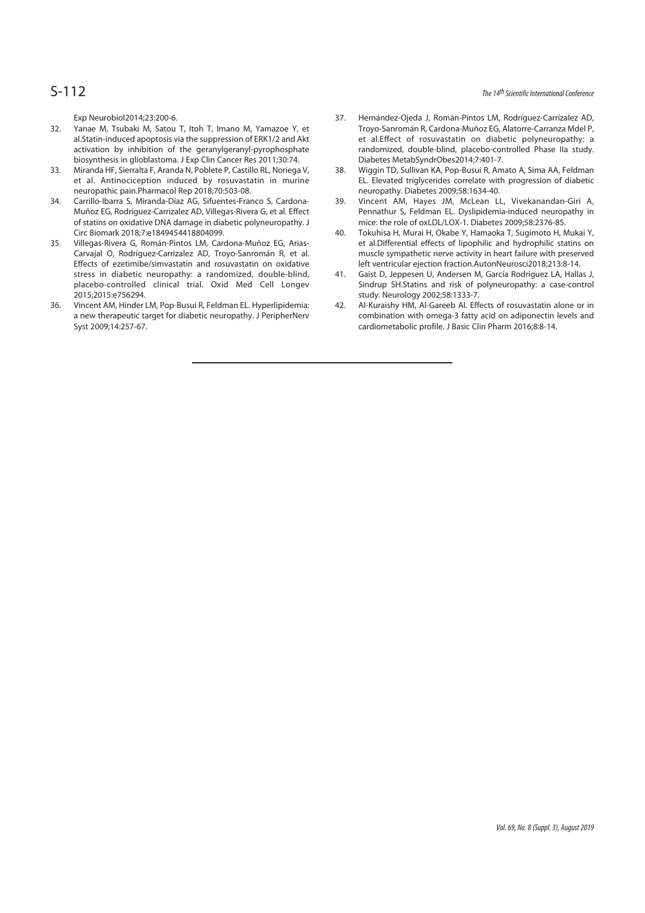Exp Neurobiol2014;23:200-6.

32. Yanae M, Tsubaki M, Satou T, Itoh T, Imano M, Yamazoe Y, et al.Statin-induced apoptosis via the suppression of ERK1/2 and Akt activation by inhibition of the geranylgeranyl-pyrophosphate biosynthesis in glioblastoma. J Exp Clin Cancer Res 2011;30:74.
33. Miranda HF, Sierralta F, Aranda N, Poblete P, Castillo RL, Noriega V, et al. Antinociception induced by rosuvastatin in murine neuropathic pain.Pharmacol Rep 2018;70:503-08.
34. Carrillo-Ibarra S, Miranda-Díaz AG, Sifuentes-Franco S, Cardona-Muñoz EG, Rodríguez-Carrizalez AD, Villegas-Rivera G, et al. Effect of statins on oxidative DNA damage in diabetic polyneuropathy. J Circ Biomark 2018;7:e1849454418804099.
35. Villegas-Rivera G, Román-Pintos LM, Cardona-Muñoz EG, Arias-Carvajal O, Rodríguez-Carrizalez AD, Troyo-Sanromán R, et al. Effects of ezetimibe/simvastatin and rosuvastatin on oxidative stress in diabetic neuropathy: a randomized, double-blind, placebo-controlled clinical trial. Oxid Med Cell Longev 2015;2015:e756294.
36. Vincent AM, Hinder LM, Pop-Busui R, Feldman EL. Hyperlipidemia: a new therapeutic target for diabetic neuropathy. J PeripherNerv Syst 2009;14:257-67.
37. Hernández-Ojeda J, Román-Pintos LM, Rodríguez-Carrízalez AD, Troyo-Sanromán R, Cardona-Muñoz EG, Alatorre-Carranza Mdel P, et al.Effect of rosuvastatin on diabetic polyneuropathy: a randomized, double-blind, placebo-controlled Phase IIa study. Diabetes MetabSyndrObes2014;7:401-7.
38. Wiggin TD, Sullivan KA, Pop-Busui R, Amato A, Sima AA, Feldman EL. Elevated triglycerides correlate with progression of diabetic neuropathy. Diabetes 2009;58:1634-40.
39. Vincent AM, Hayes JM, McLean LL, Vivekanandan-Giri A, Pennathur S, Feldman EL. Dyslipidemia-induced neuropathy in mice: the role of oxLDL/LOX-1. Diabetes 2009;58:2376-85.
40. Tokuhisa H, Murai H, Okabe Y, Hamaoka T, Sugimoto H, Mukai Y, et al.Differential effects of lipophilic and hydrophilic statins on muscle sympathetic nerve activity in heart failure with preserved left ventricular ejection fraction.AutonNeurosci2018;213:8-14.
41. Gaist D, Jeppesen U, Andersen M, García Rodríguez LA, Hallas J, Sindrup SH.Statins and risk of polyneuropathy: a case-control study. Neurology 2002;58:1333-7.
42. Al-Kuraishy HM, Al-Gareeb AI. Effects of rosuvastatin alone or in combination with omega-3 fatty acid on adiponectin levels and cardiometabolic profile. J Basic Clin Pharm 2016;8:8-14.